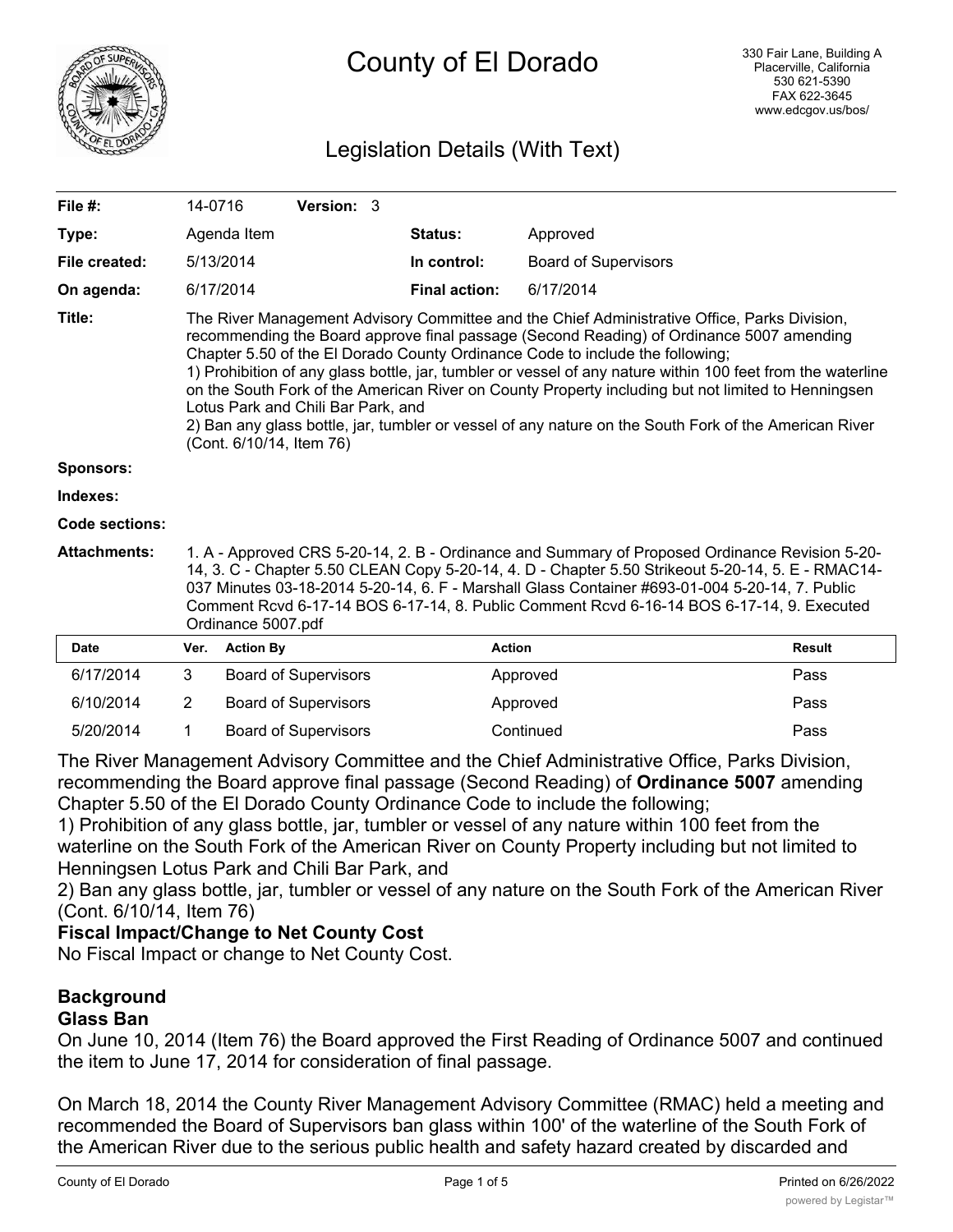# County of El Dorado

330 Fair Lane, Building A
Placerville, California
530 621-5390
FAX 622-3645
www.edcgov.us/bos/

## Legislation Details (With Text)

| | | | |
|---|---|---|---|
| **File #:** | 14-0716 **Version:** 3 | | |
| **Type:** | Agenda Item | **Status:** | Approved |
| **File created:** | 5/13/2014 | **In control:** | Board of Supervisors |
| **On agenda:** | 6/17/2014 | **Final action:** | 6/17/2014 |

**Title:** The River Management Advisory Committee and the Chief Administrative Office, Parks Division, recommending the Board approve final passage (Second Reading) of Ordinance 5007 amending Chapter 5.50 of the El Dorado County Ordinance Code to include the following;
1) Prohibition of any glass bottle, jar, tumbler or vessel of any nature within 100 feet from the waterline on the South Fork of the American River on County Property including but not limited to Henningsen Lotus Park and Chili Bar Park, and
2) Ban any glass bottle, jar, tumbler or vessel of any nature on the South Fork of the American River (Cont. 6/10/14, Item 76)

**Sponsors:**

**Indexes:**

**Code sections:**

**Attachments:** 1. A - Approved CRS 5-20-14, 2. B - Ordinance and Summary of Proposed Ordinance Revision 5-20-14, 3. C - Chapter 5.50 CLEAN Copy 5-20-14, 4. D - Chapter 5.50 Strikeout 5-20-14, 5. E - RMAC14-037 Minutes 03-18-2014 5-20-14, 6. F - Marshall Glass Container #693-01-004 5-20-14, 7. Public Comment Rcvd 6-17-14 BOS 6-17-14, 8. Public Comment Rcvd 6-16-14 BOS 6-17-14, 9. Executed Ordinance 5007.pdf

| Date | Ver. | Action By | Action | Result |
|---|---|---|---|---|
| 6/17/2014 | 3 | Board of Supervisors | Approved | Pass |
| 6/10/2014 | 2 | Board of Supervisors | Approved | Pass |
| 5/20/2014 | 1 | Board of Supervisors | Continued | Pass |

The River Management Advisory Committee and the Chief Administrative Office, Parks Division, recommending the Board approve final passage (Second Reading) of **Ordinance 5007** amending Chapter 5.50 of the El Dorado County Ordinance Code to include the following;
1) Prohibition of any glass bottle, jar, tumbler or vessel of any nature within 100 feet from the waterline on the South Fork of the American River on County Property including but not limited to Henningsen Lotus Park and Chili Bar Park, and
2) Ban any glass bottle, jar, tumbler or vessel of any nature on the South Fork of the American River (Cont. 6/10/14, Item 76)

**Fiscal Impact/Change to Net County Cost**
No Fiscal Impact or change to Net County Cost.

### Background

**Glass Ban**

On June 10, 2014 (Item 76) the Board approved the First Reading of Ordinance 5007 and continued the item to June 17, 2014 for consideration of final passage.

On March 18, 2014 the County River Management Advisory Committee (RMAC) held a meeting and recommended the Board of Supervisors ban glass within 100' of the waterline of the South Fork of the American River due to the serious public health and safety hazard created by discarded and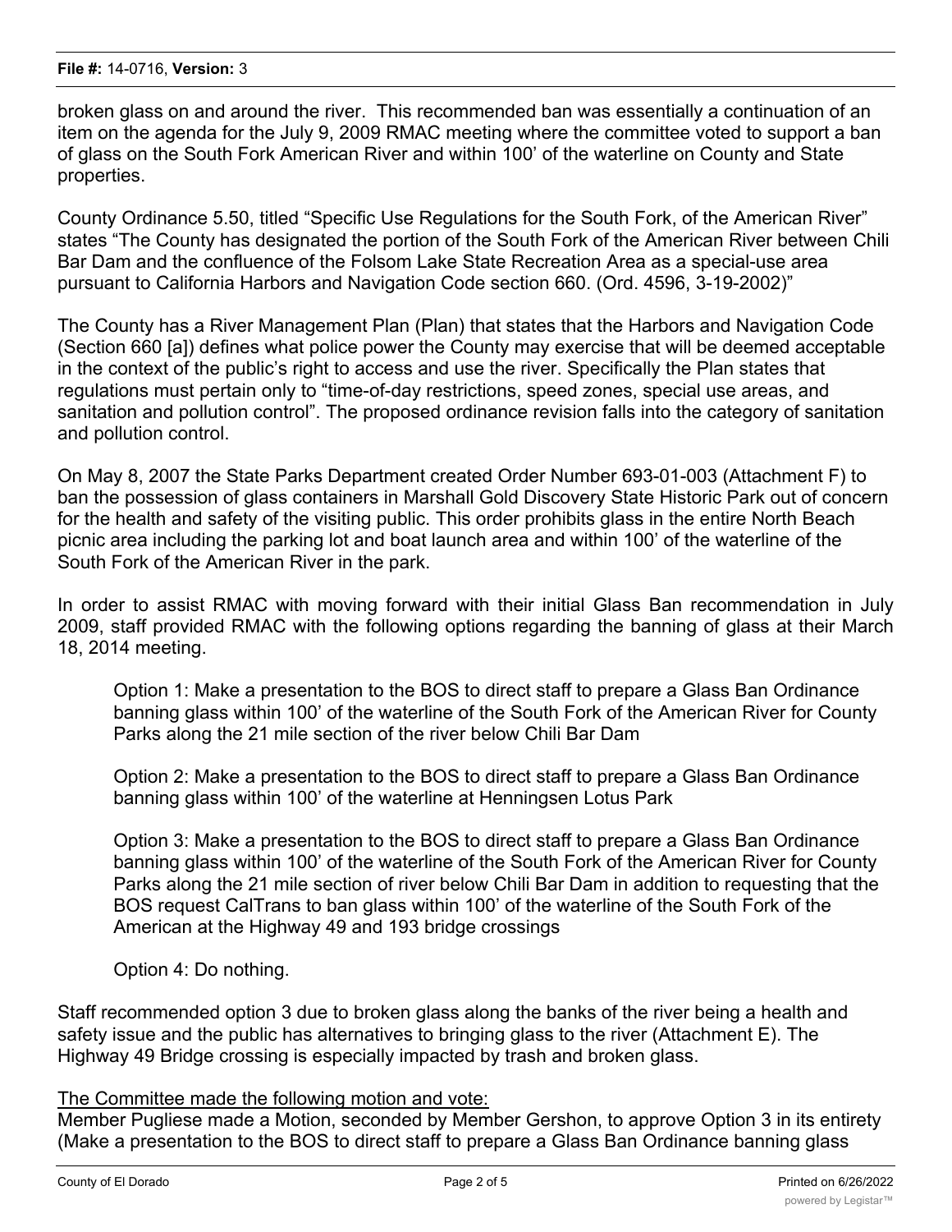broken glass on and around the river. This recommended ban was essentially a continuation of an item on the agenda for the July 9, 2009 RMAC meeting where the committee voted to support a ban of glass on the South Fork American River and within 100' of the waterline on County and State properties.

County Ordinance 5.50, titled "Specific Use Regulations for the South Fork, of the American River" states "The County has designated the portion of the South Fork of the American River between Chili Bar Dam and the confluence of the Folsom Lake State Recreation Area as a special-use area pursuant to California Harbors and Navigation Code section 660. (Ord. 4596, 3-19-2002)"

The County has a River Management Plan (Plan) that states that the Harbors and Navigation Code (Section 660 [a]) defines what police power the County may exercise that will be deemed acceptable in the context of the public's right to access and use the river. Specifically the Plan states that regulations must pertain only to "time-of-day restrictions, speed zones, special use areas, and sanitation and pollution control". The proposed ordinance revision falls into the category of sanitation and pollution control.

On May 8, 2007 the State Parks Department created Order Number 693-01-003 (Attachment F) to ban the possession of glass containers in Marshall Gold Discovery State Historic Park out of concern for the health and safety of the visiting public. This order prohibits glass in the entire North Beach picnic area including the parking lot and boat launch area and within 100' of the waterline of the South Fork of the American River in the park.

In order to assist RMAC with moving forward with their initial Glass Ban recommendation in July 2009, staff provided RMAC with the following options regarding the banning of glass at their March 18, 2014 meeting.

Option 1: Make a presentation to the BOS to direct staff to prepare a Glass Ban Ordinance banning glass within 100' of the waterline of the South Fork of the American River for County Parks along the 21 mile section of the river below Chili Bar Dam

Option 2: Make a presentation to the BOS to direct staff to prepare a Glass Ban Ordinance banning glass within 100' of the waterline at Henningsen Lotus Park

Option 3: Make a presentation to the BOS to direct staff to prepare a Glass Ban Ordinance banning glass within 100' of the waterline of the South Fork of the American River for County Parks along the 21 mile section of river below Chili Bar Dam in addition to requesting that the BOS request CalTrans to ban glass within 100' of the waterline of the South Fork of the American at the Highway 49 and 193 bridge crossings

Option 4: Do nothing.

Staff recommended option 3 due to broken glass along the banks of the river being a health and safety issue and the public has alternatives to bringing glass to the river (Attachment E). The Highway 49 Bridge crossing is especially impacted by trash and broken glass.

<u>The Committee made the following motion and vote:</u>
Member Pugliese made a Motion, seconded by Member Gershon, to approve Option 3 in its entirety (Make a presentation to the BOS to direct staff to prepare a Glass Ban Ordinance banning glass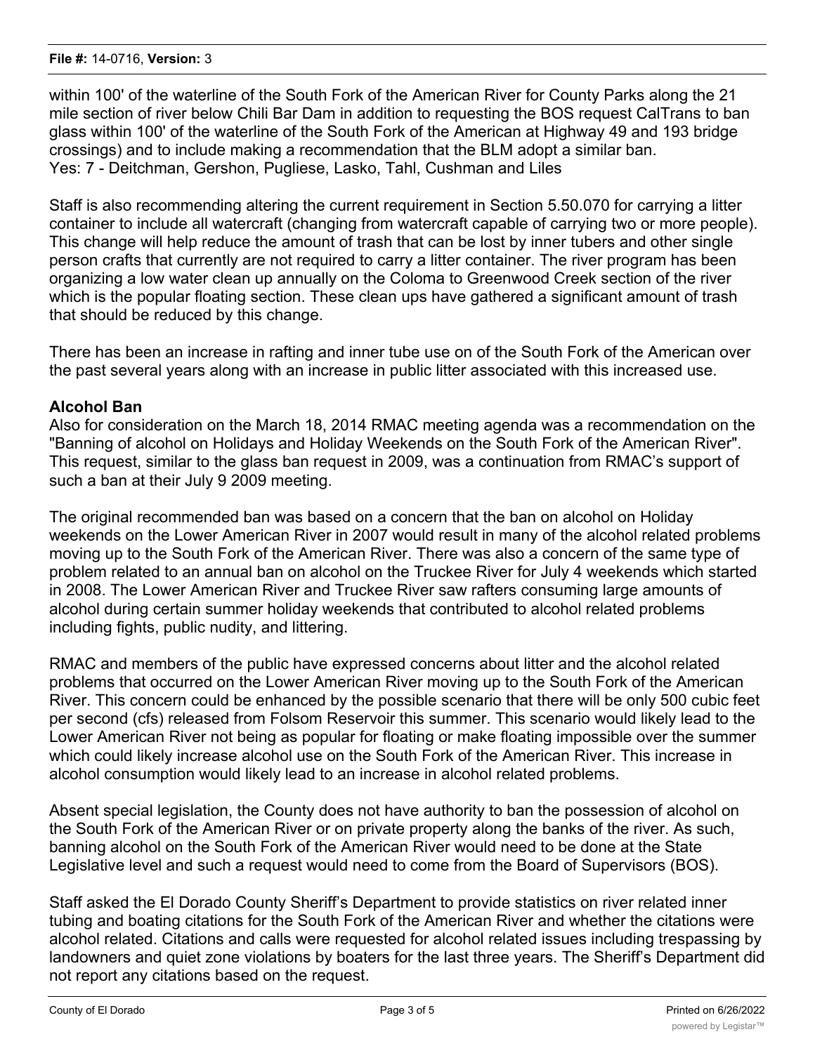within 100' of the waterline of the South Fork of the American River for County Parks along the 21 mile section of river below Chili Bar Dam in addition to requesting the BOS request CalTrans to ban glass within 100' of the waterline of the South Fork of the American at Highway 49 and 193 bridge crossings) and to include making a recommendation that the BLM adopt a similar ban.
Yes: 7 - Deitchman, Gershon, Pugliese, Lasko, Tahl, Cushman and Liles

Staff is also recommending altering the current requirement in Section 5.50.070 for carrying a litter container to include all watercraft (changing from watercraft capable of carrying two or more people). This change will help reduce the amount of trash that can be lost by inner tubers and other single person crafts that currently are not required to carry a litter container. The river program has been organizing a low water clean up annually on the Coloma to Greenwood Creek section of the river which is the popular floating section. These clean ups have gathered a significant amount of trash that should be reduced by this change.

There has been an increase in rafting and inner tube use on of the South Fork of the American over the past several years along with an increase in public litter associated with this increased use.

**Alcohol Ban**

Also for consideration on the March 18, 2014 RMAC meeting agenda was a recommendation on the "Banning of alcohol on Holidays and Holiday Weekends on the South Fork of the American River". This request, similar to the glass ban request in 2009, was a continuation from RMAC's support of such a ban at their July 9 2009 meeting.

The original recommended ban was based on a concern that the ban on alcohol on Holiday weekends on the Lower American River in 2007 would result in many of the alcohol related problems moving up to the South Fork of the American River. There was also a concern of the same type of problem related to an annual ban on alcohol on the Truckee River for July 4 weekends which started in 2008. The Lower American River and Truckee River saw rafters consuming large amounts of alcohol during certain summer holiday weekends that contributed to alcohol related problems including fights, public nudity, and littering.

RMAC and members of the public have expressed concerns about litter and the alcohol related problems that occurred on the Lower American River moving up to the South Fork of the American River. This concern could be enhanced by the possible scenario that there will be only 500 cubic feet per second (cfs) released from Folsom Reservoir this summer. This scenario would likely lead to the Lower American River not being as popular for floating or make floating impossible over the summer which could likely increase alcohol use on the South Fork of the American River. This increase in alcohol consumption would likely lead to an increase in alcohol related problems.

Absent special legislation, the County does not have authority to ban the possession of alcohol on the South Fork of the American River or on private property along the banks of the river. As such, banning alcohol on the South Fork of the American River would need to be done at the State Legislative level and such a request would need to come from the Board of Supervisors (BOS).

Staff asked the El Dorado County Sheriff's Department to provide statistics on river related inner tubing and boating citations for the South Fork of the American River and whether the citations were alcohol related. Citations and calls were requested for alcohol related issues including trespassing by landowners and quiet zone violations by boaters for the last three years. The Sheriff's Department did not report any citations based on the request.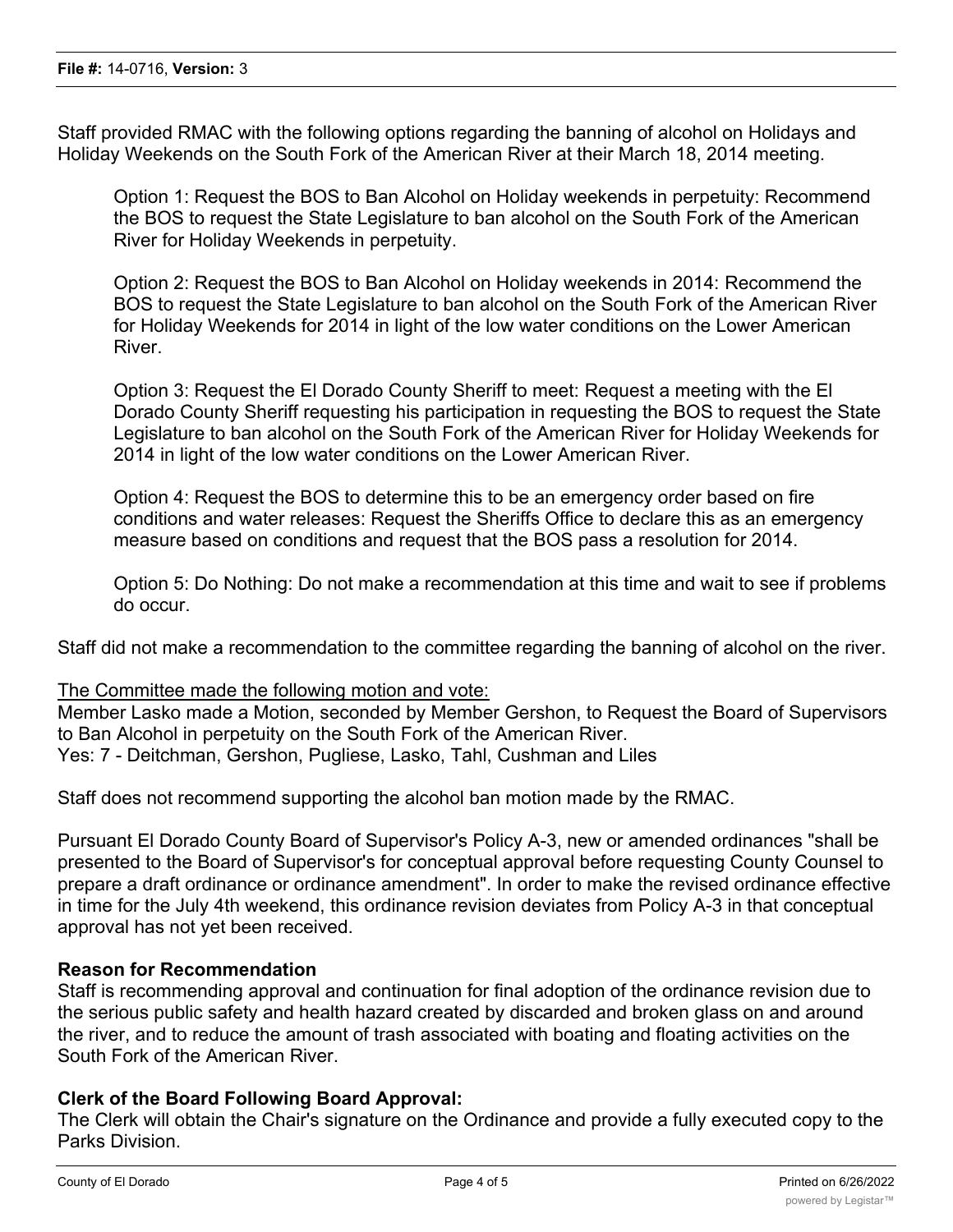Staff provided RMAC with the following options regarding the banning of alcohol on Holidays and Holiday Weekends on the South Fork of the American River at their March 18, 2014 meeting.

> Option 1: Request the BOS to Ban Alcohol on Holiday weekends in perpetuity: Recommend the BOS to request the State Legislature to ban alcohol on the South Fork of the American River for Holiday Weekends in perpetuity.
>
> Option 2: Request the BOS to Ban Alcohol on Holiday weekends in 2014: Recommend the BOS to request the State Legislature to ban alcohol on the South Fork of the American River for Holiday Weekends for 2014 in light of the low water conditions on the Lower American River.
>
> Option 3: Request the El Dorado County Sheriff to meet: Request a meeting with the El Dorado County Sheriff requesting his participation in requesting the BOS to request the State Legislature to ban alcohol on the South Fork of the American River for Holiday Weekends for 2014 in light of the low water conditions on the Lower American River.
>
> Option 4: Request the BOS to determine this to be an emergency order based on fire conditions and water releases: Request the Sheriffs Office to declare this as an emergency measure based on conditions and request that the BOS pass a resolution for 2014.
>
> Option 5: Do Nothing: Do not make a recommendation at this time and wait to see if problems do occur.

Staff did not make a recommendation to the committee regarding the banning of alcohol on the river.

<u>The Committee made the following motion and vote:</u>
Member Lasko made a Motion, seconded by Member Gershon, to Request the Board of Supervisors to Ban Alcohol in perpetuity on the South Fork of the American River.
Yes: 7 - Deitchman, Gershon, Pugliese, Lasko, Tahl, Cushman and Liles

Staff does not recommend supporting the alcohol ban motion made by the RMAC.

Pursuant El Dorado County Board of Supervisor's Policy A-3, new or amended ordinances "shall be presented to the Board of Supervisor's for conceptual approval before requesting County Counsel to prepare a draft ordinance or ordinance amendment". In order to make the revised ordinance effective in time for the July 4th weekend, this ordinance revision deviates from Policy A-3 in that conceptual approval has not yet been received.

**Reason for Recommendation**
Staff is recommending approval and continuation for final adoption of the ordinance revision due to the serious public safety and health hazard created by discarded and broken glass on and around the river, and to reduce the amount of trash associated with boating and floating activities on the South Fork of the American River.

**Clerk of the Board Following Board Approval:**
The Clerk will obtain the Chair's signature on the Ordinance and provide a fully executed copy to the Parks Division.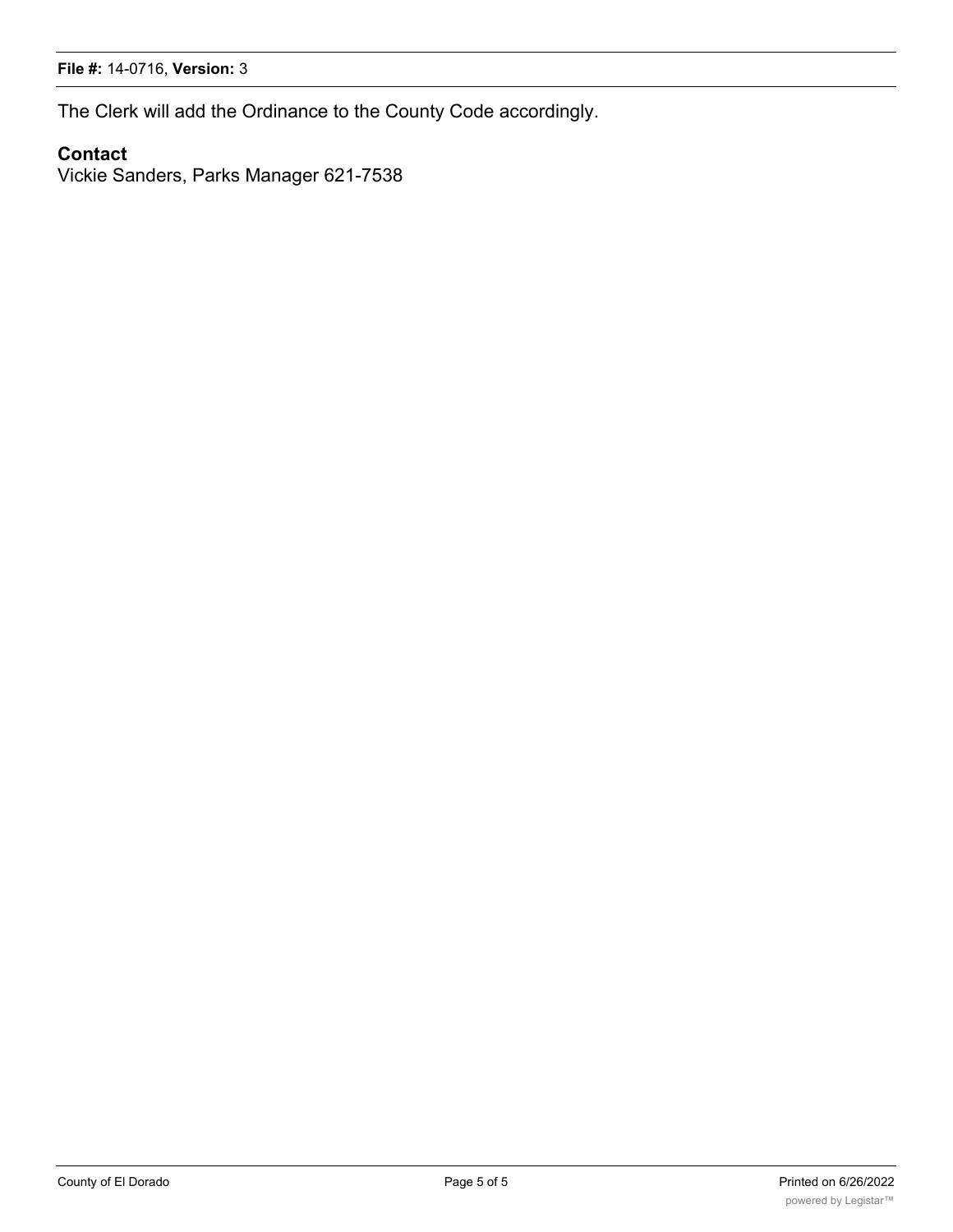The Clerk will add the Ordinance to the County Code accordingly.

**Contact**

Vickie Sanders, Parks Manager 621-7538